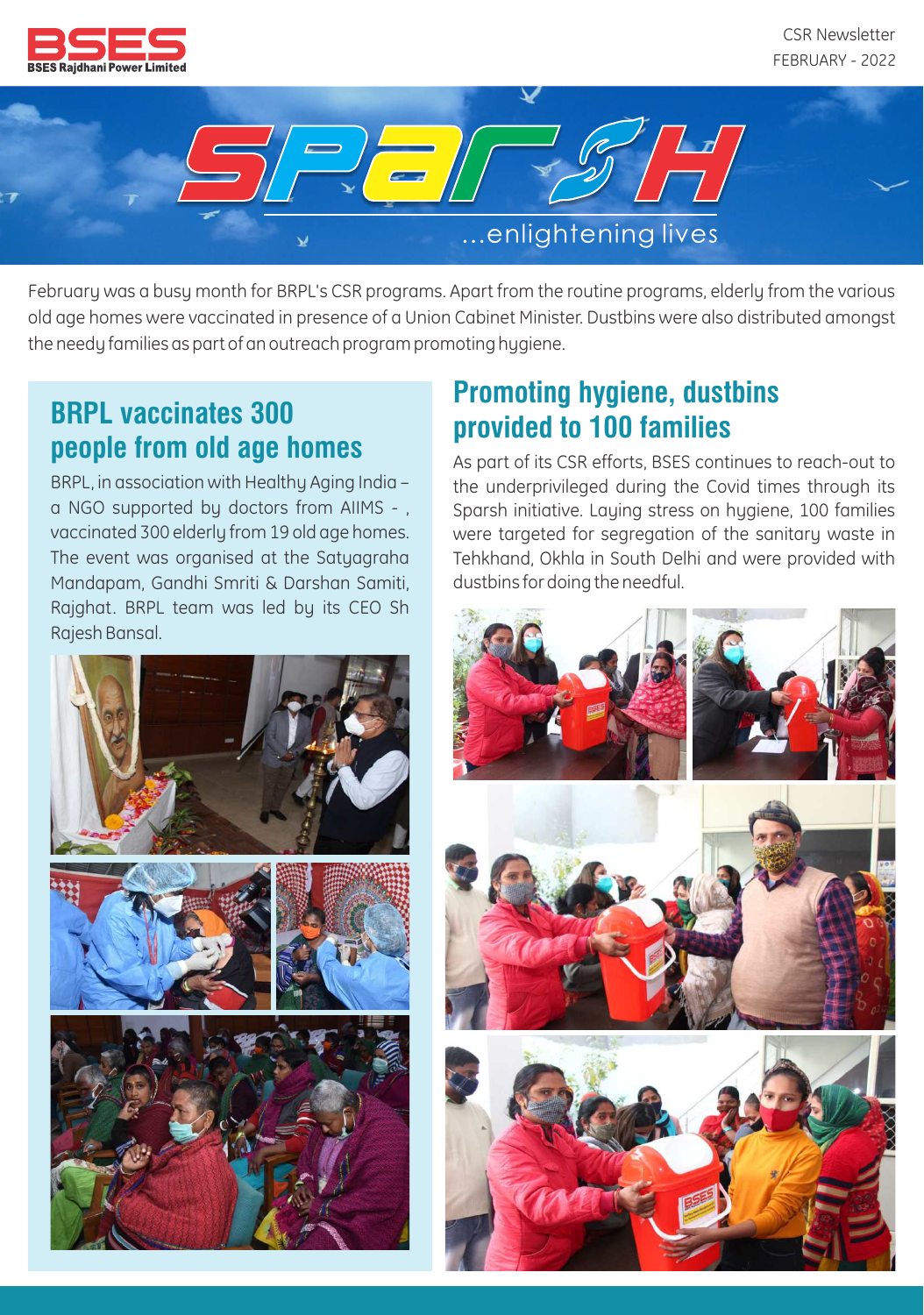BSES Rajdhani Power Limited

CSR Newsletter
FEBRUARY - 2022

# SPARSH
...enlightening lives

February was a busy month for BRPL's CSR programs. Apart from the routine programs, elderly from the various old age homes were vaccinated in presence of a Union Cabinet Minister. Dustbins were also distributed amongst the needy families as part of an outreach program promoting hygiene.

## BRPL vaccinates 300 people from old age homes

BRPL, in association with Healthy Aging India – a NGO supported by doctors from AIIMS - , vaccinated 300 elderly from 19 old age homes. The event was organised at the Satyagraha Mandapam, Gandhi Smriti & Darshan Samiti, Rajghat. BRPL team was led by its CEO Sh Rajesh Bansal.

## Promoting hygiene, dustbins provided to 100 families

As part of its CSR efforts, BSES continues to reach-out to the underprivileged during the Covid times through its Sparsh initiative. Laying stress on hygiene, 100 families were targeted for segregation of the sanitary waste in Tehkhand, Okhla in South Delhi and were provided with dustbins for doing the needful.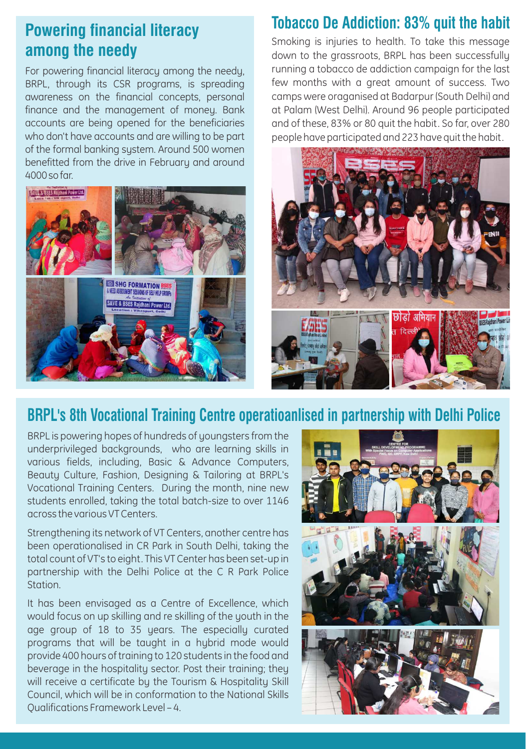## Powering financial literacy among the needy

For powering financial literacy among the needy, BRPL, through its CSR programs, is spreading awareness on the financial concepts, personal finance and the management of money. Bank accounts are being opened for the beneficiaries who don't have accounts and are willing to be part of the formal banking system. Around 500 women benefitted from the drive in February and around 4000 so far.

## Tobacco De Addiction: 83% quit the habit

Smoking is injuries to health. To take this message down to the grassroots, BRPL has been successfully running a tobacco de addiction campaign for the last few months with a great amount of success. Two camps were oraganised at Badarpur (South Delhi) and at Palam (West Delhi). Around 96 people participated and of these, 83% or 80 quit the habit. So far, over 280 people have participated and 223 have quit the habit.

## BRPL's 8th Vocational Training Centre operatioanlised in partnership with Delhi Police

BRPL is powering hopes of hundreds of youngsters from the underprivileged backgrounds, who are learning skills in various fields, including, Basic & Advance Computers, Beauty Culture, Fashion, Designing & Tailoring at BRPL's Vocational Training Centers. During the month, nine new students enrolled, taking the total batch-size to over 1146 across the various VT Centers.

Strengthening its network of VT Centers, another centre has been operationalised in CR Park in South Delhi, taking the total count of VT's to eight. This VT Center has been set-up in partnership with the Delhi Police at the C R Park Police Station.

It has been envisaged as a Centre of Excellence, which would focus on up skilling and re skilling of the youth in the age group of 18 to 35 years. The especially curated programs that will be taught in a hybrid mode would provide 400 hours of training to 120 students in the food and beverage in the hospitality sector. Post their training; they will receive a certificate by the Tourism & Hospitality Skill Council, which will be in conformation to the National Skills Qualifications Framework Level – 4.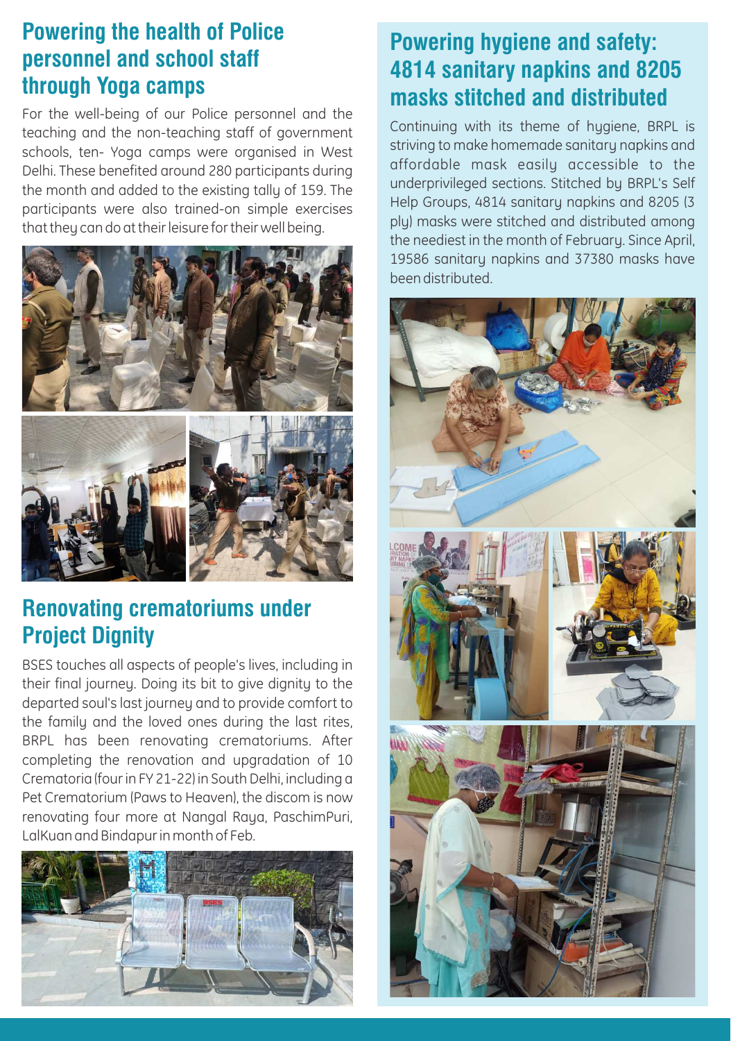## Powering the health of Police personnel and school staff through Yoga camps

For the well-being of our Police personnel and the teaching and the non-teaching staff of government schools, ten- Yoga camps were organised in West Delhi. These benefited around 280 participants during the month and added to the existing tally of 159. The participants were also trained-on simple exercises that they can do at their leisure for their well being.

## Renovating crematoriums under Project Dignity

BSES touches all aspects of people's lives, including in their final journey. Doing its bit to give dignity to the departed soul's last journey and to provide comfort to the family and the loved ones during the last rites, BRPL has been renovating crematoriums. After completing the renovation and upgradation of 10 Crematoria (four in FY 21-22) in South Delhi, including a Pet Crematorium (Paws to Heaven), the discom is now renovating four more at Nangal Raya, PaschimPuri, LalKuan and Bindapur in month of Feb.

## Powering hygiene and safety: 4814 sanitary napkins and 8205 masks stitched and distributed

Continuing with its theme of hygiene, BRPL is striving to make homemade sanitary napkins and affordable mask easily accessible to the underprivileged sections. Stitched by BRPL's Self Help Groups, 4814 sanitary napkins and 8205 (3 ply) masks were stitched and distributed among the neediest in the month of February. Since April, 19586 sanitary napkins and 37380 masks have been distributed.